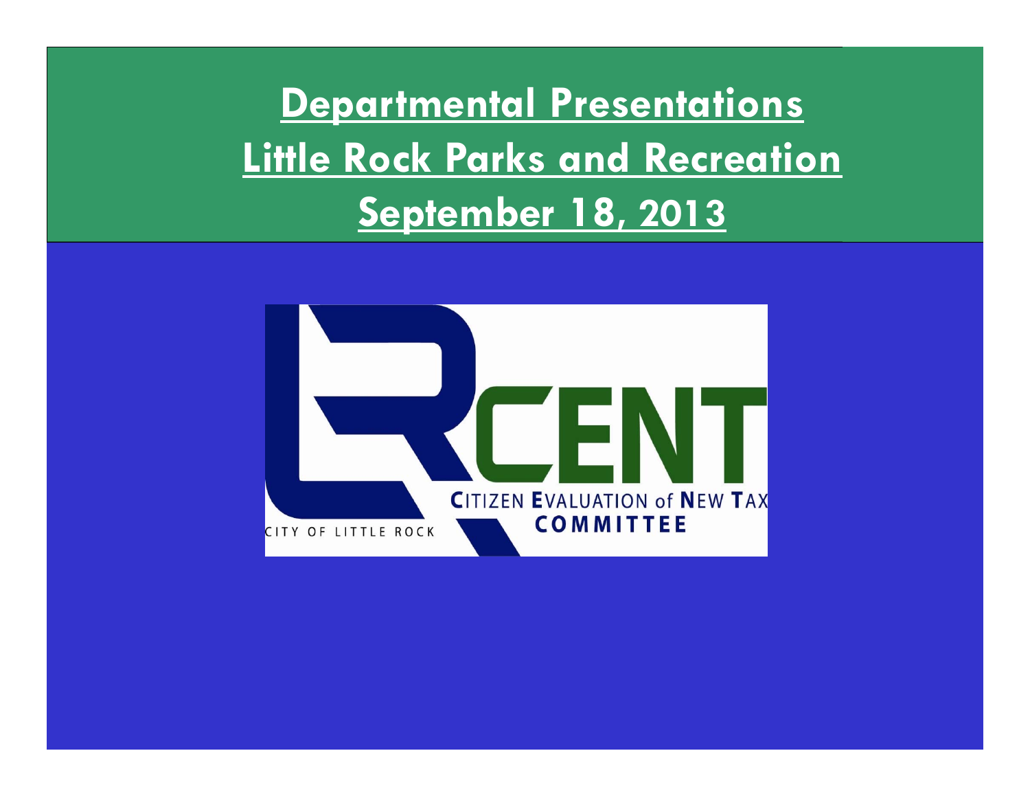# Departmental Presentations
# Little Rock Parks and Recreation
# September 18, 2013

CITY OF LITTLE ROCK

LRCENT

CITIZEN EVALUATION of NEW TAX COMMITTEE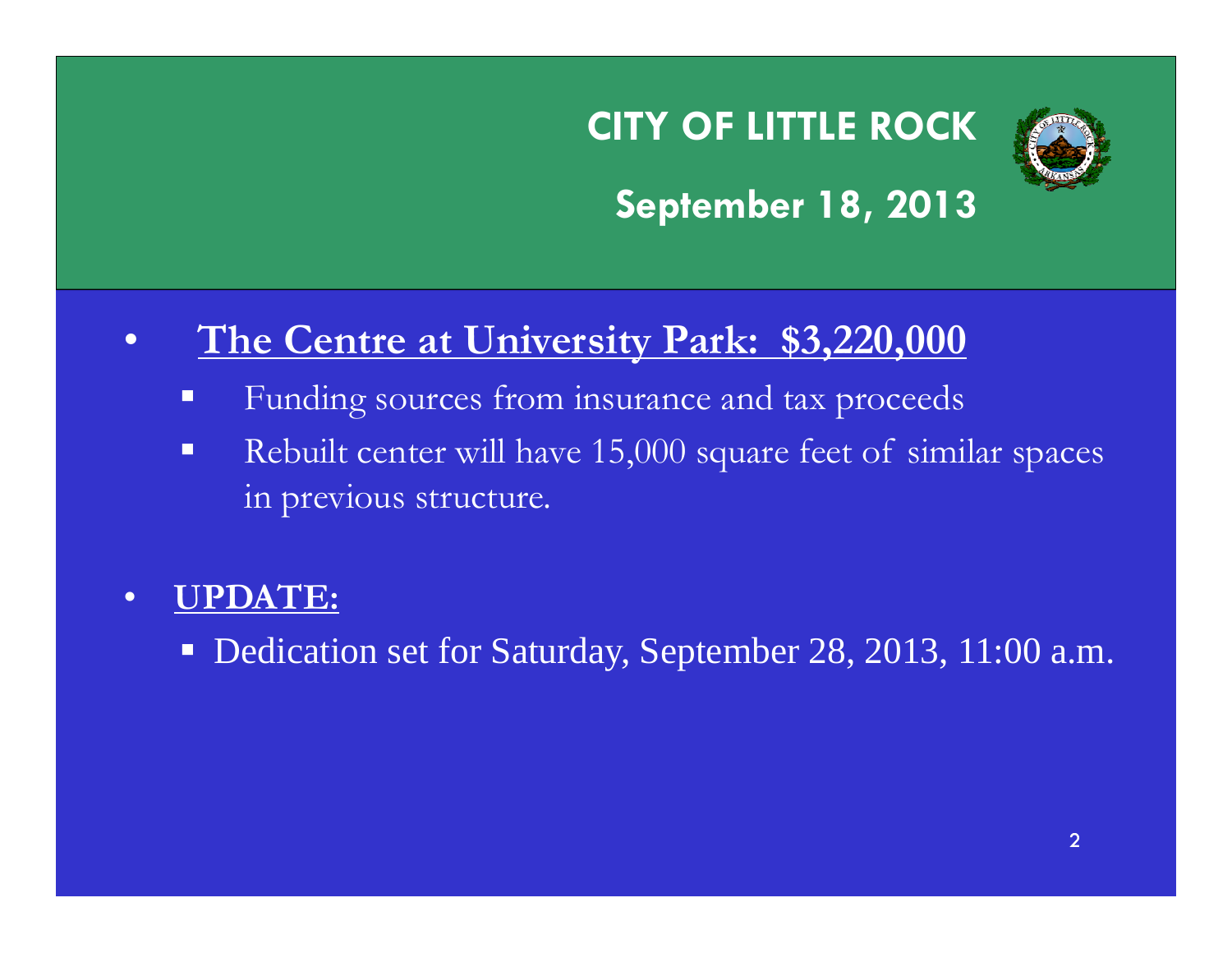# CITY OF LITTLE ROCK

## September 18, 2013

- **The Centre at University Park: $3,220,000**
  - Funding sources from insurance and tax proceeds
  - Rebuilt center will have 15,000 square feet of similar spaces in previous structure.

- **UPDATE:**
  - Dedication set for Saturday, September 28, 2013, 11:00 a.m.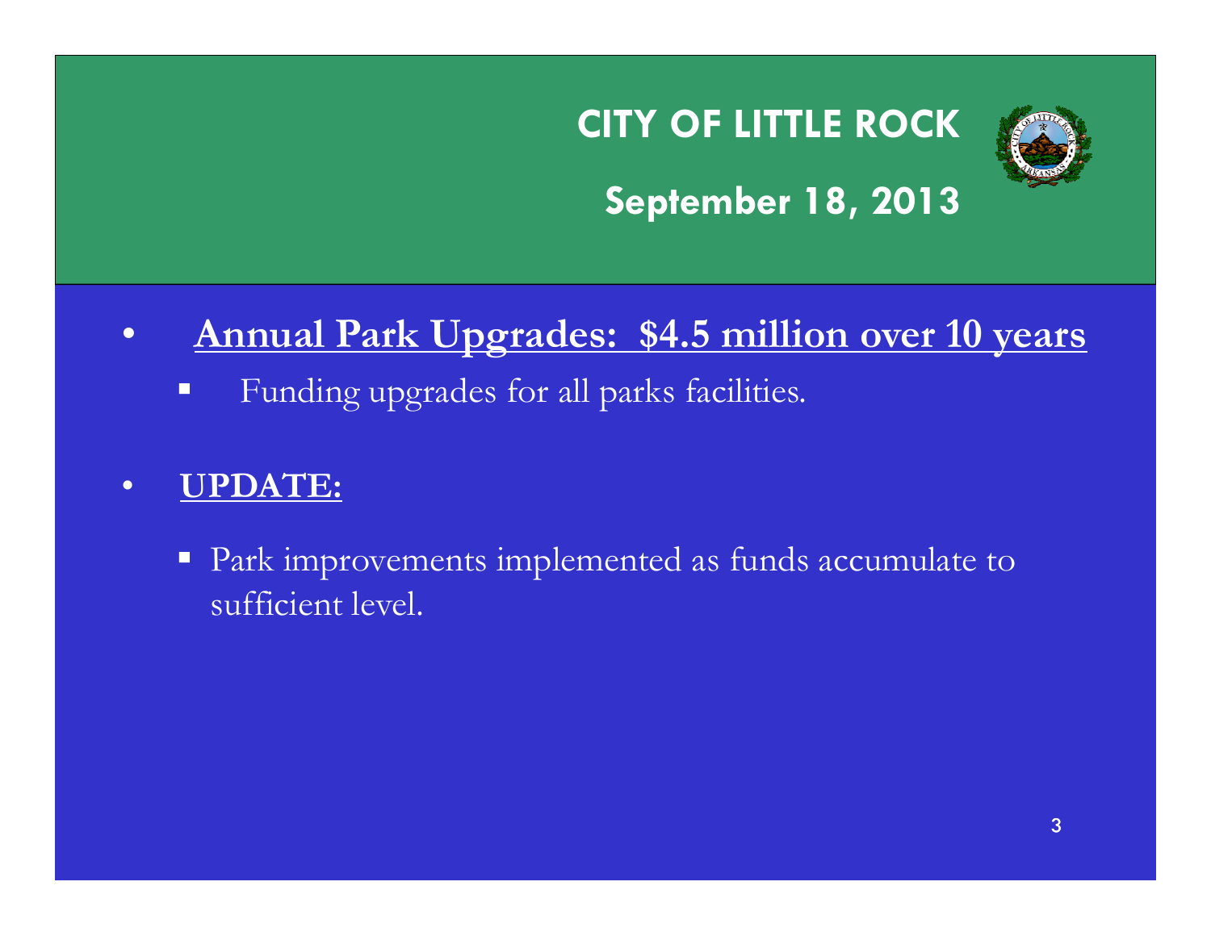# CITY OF LITTLE ROCK

## September 18, 2013

- **Annual Park Upgrades: $4.5 million over 10 years**
  - Funding upgrades for all parks facilities.

- **UPDATE:**
  - Park improvements implemented as funds accumulate to sufficient level.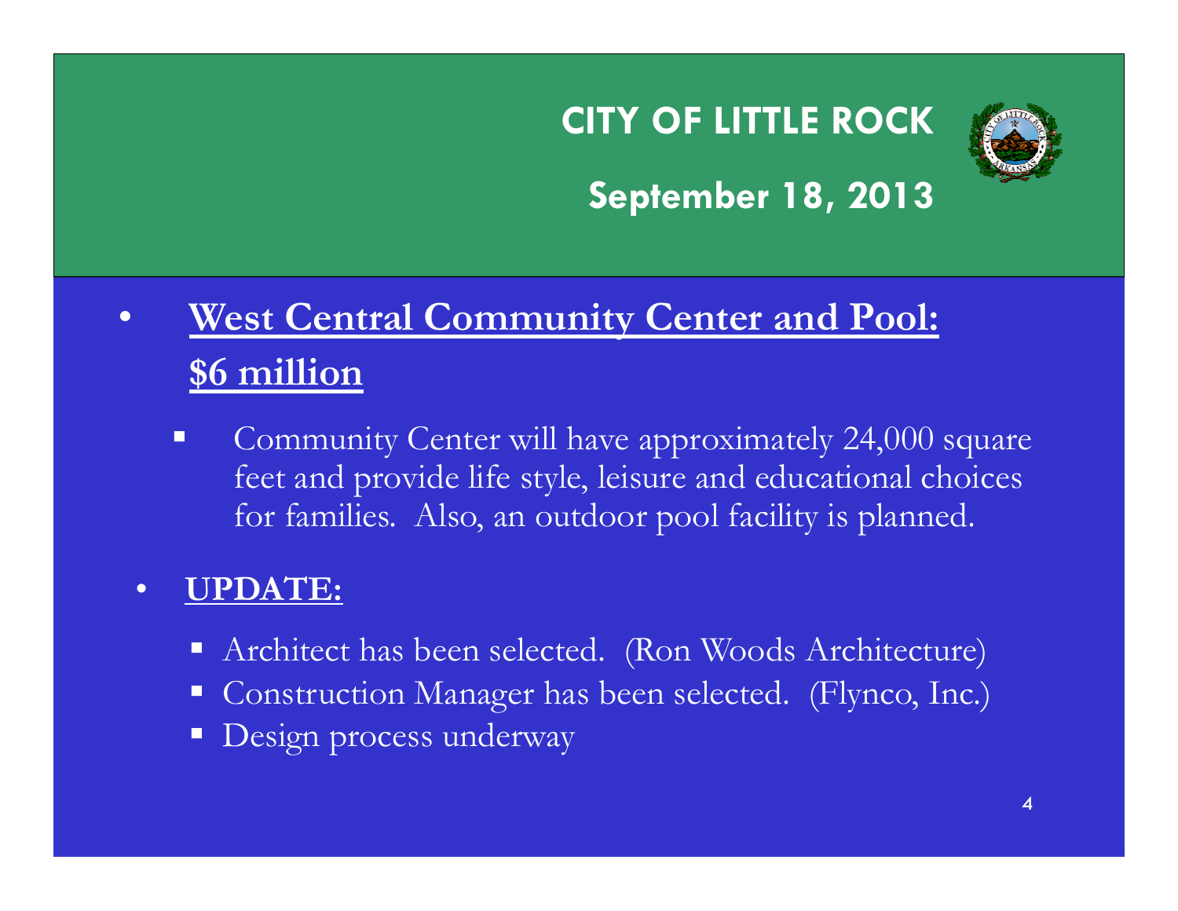# CITY OF LITTLE ROCK

## September 18, 2013

- **West Central Community Center and Pool: $6 million**

  - Community Center will have approximately 24,000 square feet and provide life style, leisure and educational choices for families. Also, an outdoor pool facility is planned.

- **UPDATE:**

  - Architect has been selected. (Ron Woods Architecture)
  - Construction Manager has been selected. (Flynco, Inc.)
  - Design process underway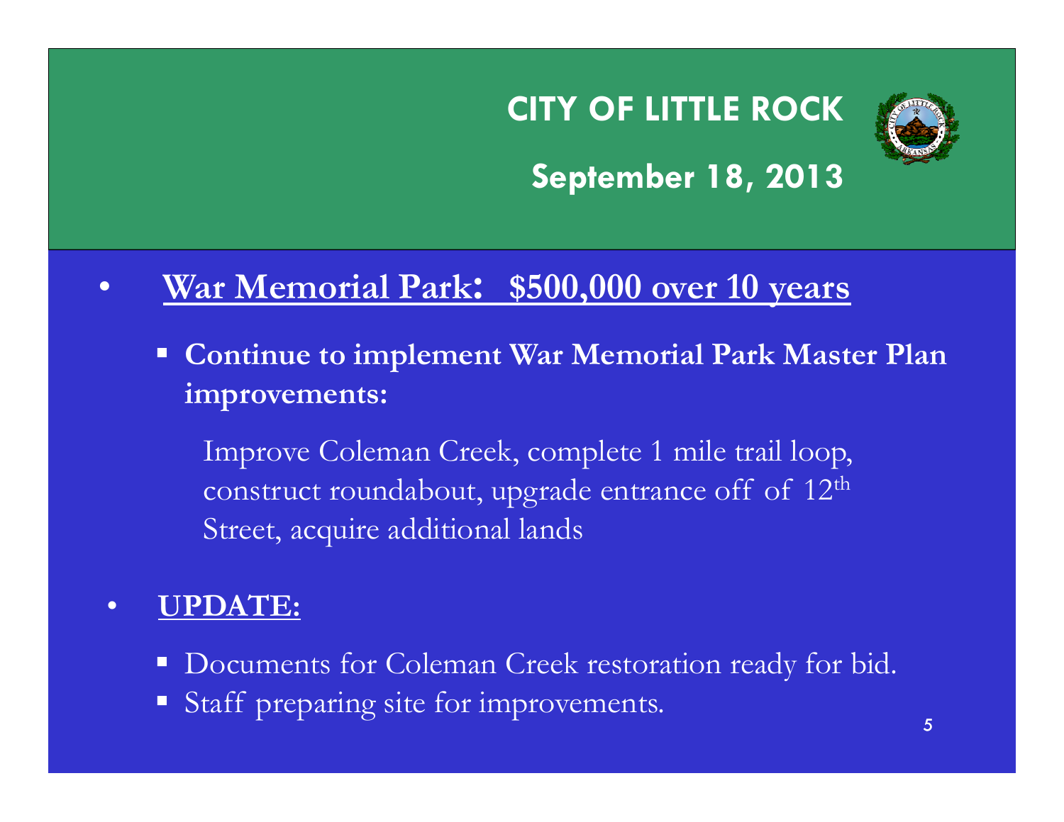# CITY OF LITTLE ROCK

## September 18, 2013

- **War Memorial Park: $500,000 over 10 years**
  - **Continue to implement War Memorial Park Master Plan improvements:**

    Improve Coleman Creek, complete 1 mile trail loop, construct roundabout, upgrade entrance off of 12th Street, acquire additional lands

- **UPDATE:**
  - Documents for Coleman Creek restoration ready for bid.
  - Staff preparing site for improvements.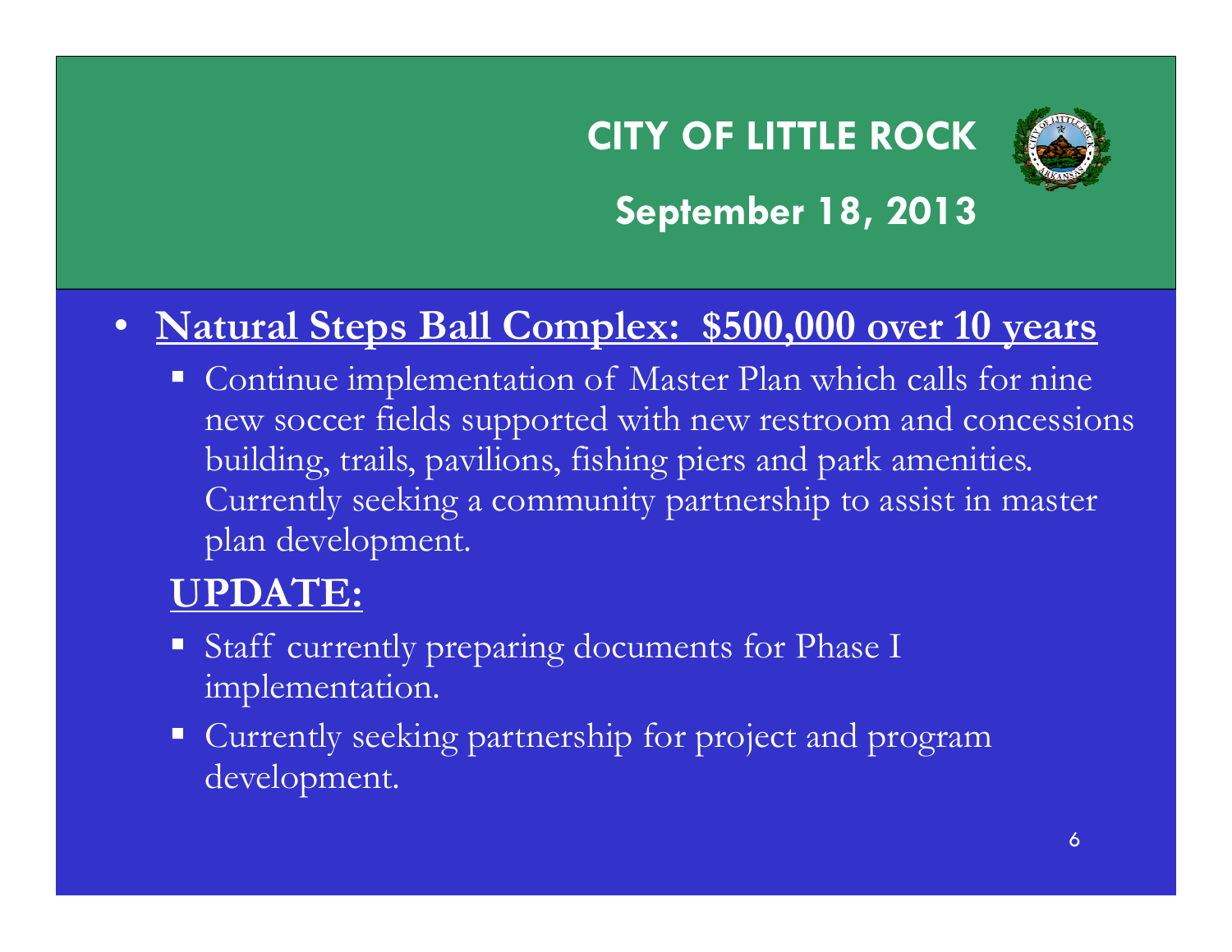# CITY OF LITTLE ROCK

## September 18, 2013

- **Natural Steps Ball Complex: $500,000 over 10 years**
  - Continue implementation of Master Plan which calls for nine new soccer fields supported with new restroom and concessions building, trails, pavilions, fishing piers and park amenities. Currently seeking a community partnership to assist in master plan development.

**UPDATE:**

- Staff currently preparing documents for Phase I implementation.
- Currently seeking partnership for project and program development.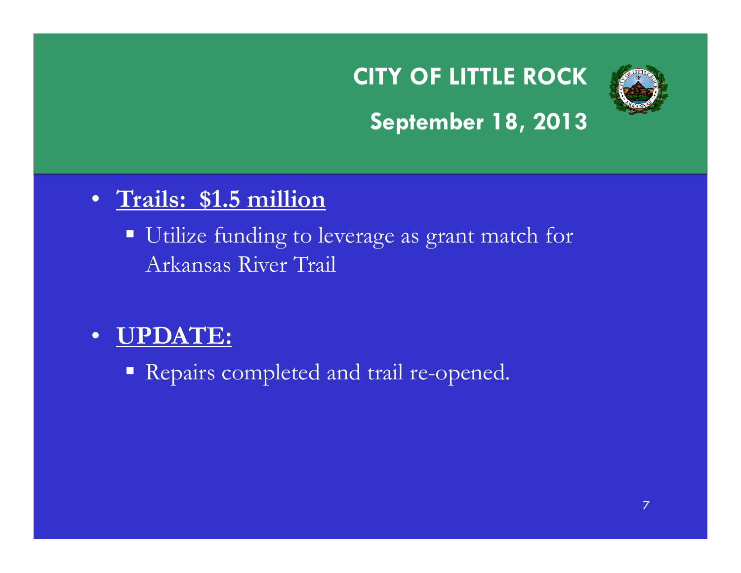# CITY OF LITTLE ROCK

## September 18, 2013

- **Trails: $1.5 million**
  - Utilize funding to leverage as grant match for Arkansas River Trail

- **UPDATE:**
  - Repairs completed and trail re-opened.